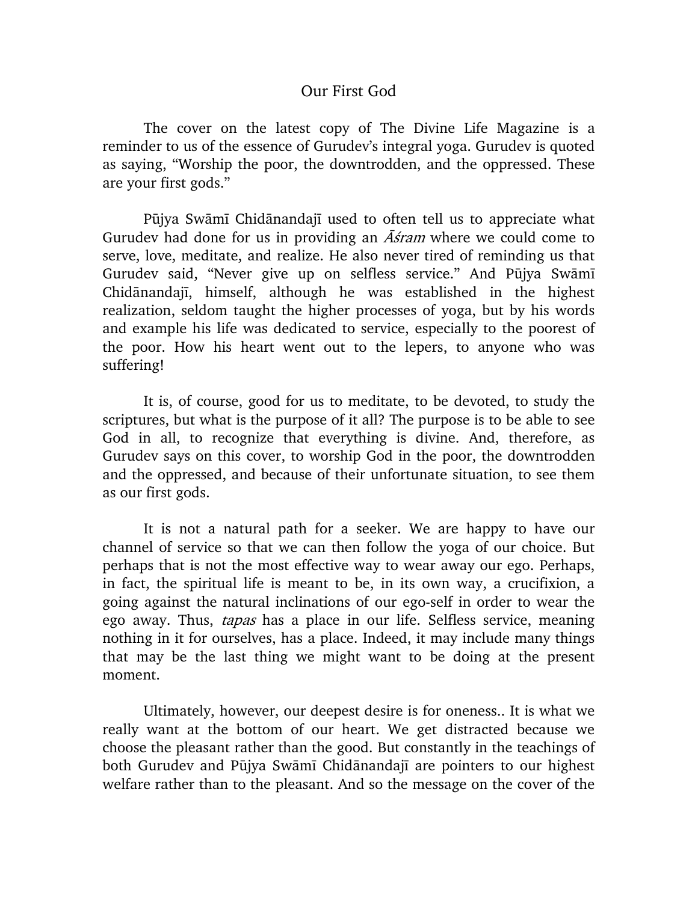# Our First God

The cover on the latest copy of The Divine Life Magazine is a reminder to us of the essence of Gurudev's integral yoga. Gurudev is quoted as saying, "Worship the poor, the downtrodden, and the oppressed. These are your first gods."

Pūjya Swāmī Chidānandajī used to often tell us to appreciate what Gurudev had done for us in providing an *Āśram* where we could come to serve, love, meditate, and realize. He also never tired of reminding us that Gurudev said, "Never give up on selfless service." And Pūjya Swāmī Chidānandajī, himself, although he was established in the highest realization, seldom taught the higher processes of yoga, but by his words and example his life was dedicated to service, especially to the poorest of the poor. How his heart went out to the lepers, to anyone who was suffering!

It is, of course, good for us to meditate, to be devoted, to study the scriptures, but what is the purpose of it all? The purpose is to be able to see God in all, to recognize that everything is divine. And, therefore, as Gurudev says on this cover, to worship God in the poor, the downtrodden and the oppressed, and because of their unfortunate situation, to see them as our first gods.

It is not a natural path for a seeker. We are happy to have our channel of service so that we can then follow the yoga of our choice. But perhaps that is not the most effective way to wear away our ego. Perhaps, in fact, the spiritual life is meant to be, in its own way, a crucifixion, a going against the natural inclinations of our ego-self in order to wear the ego away. Thus, *tapas* has a place in our life. Selfless service, meaning nothing in it for ourselves, has a place. Indeed, it may include many things that may be the last thing we might want to be doing at the present moment.

Ultimately, however, our deepest desire is for oneness.. It is what we really want at the bottom of our heart. We get distracted because we choose the pleasant rather than the good. But constantly in the teachings of both Gurudev and Pūjya Swāmī Chidānandajī are pointers to our highest welfare rather than to the pleasant. And so the message on the cover of the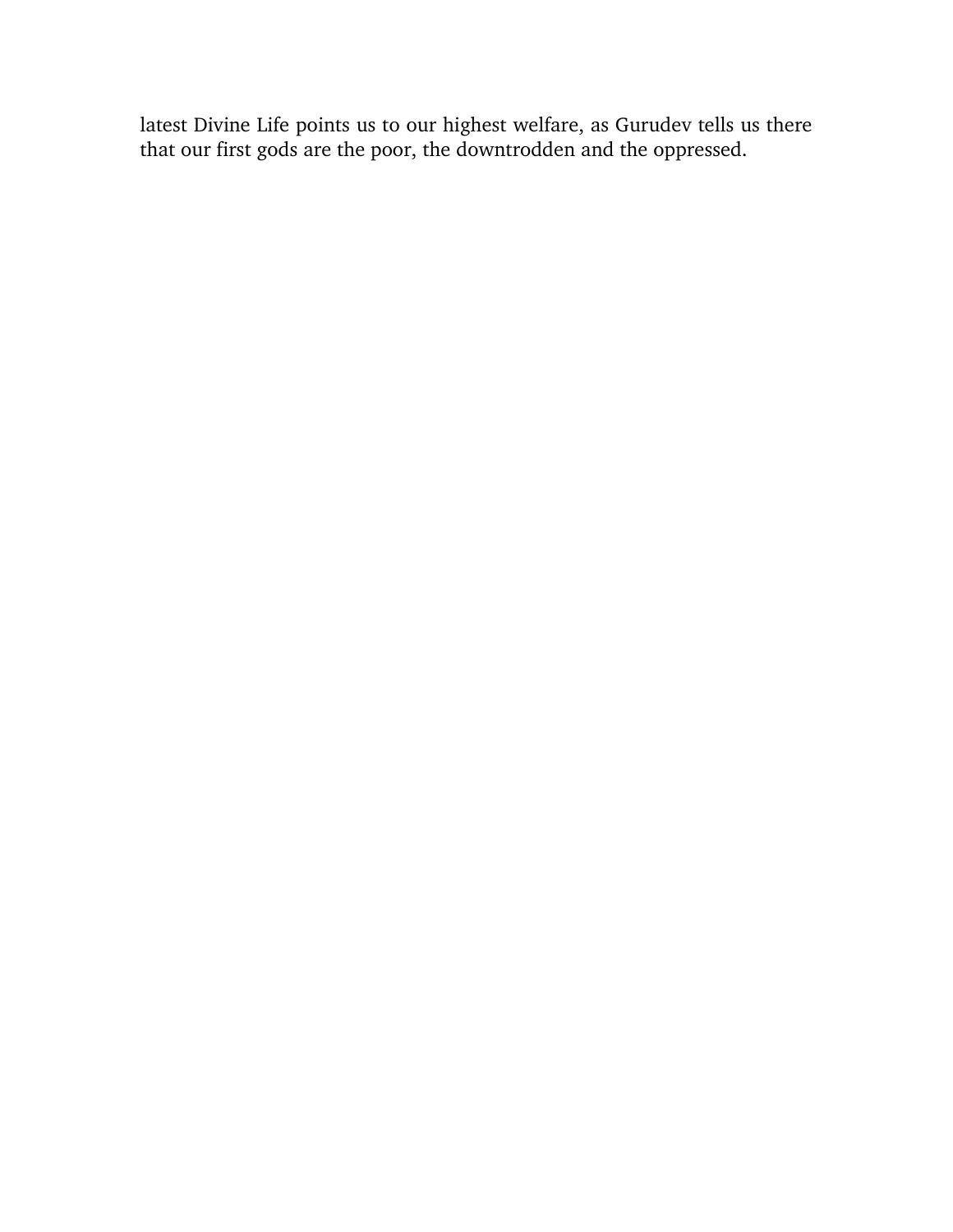latest Divine Life points us to our highest welfare, as Gurudev tells us there that our first gods are the poor, the downtrodden and the oppressed.